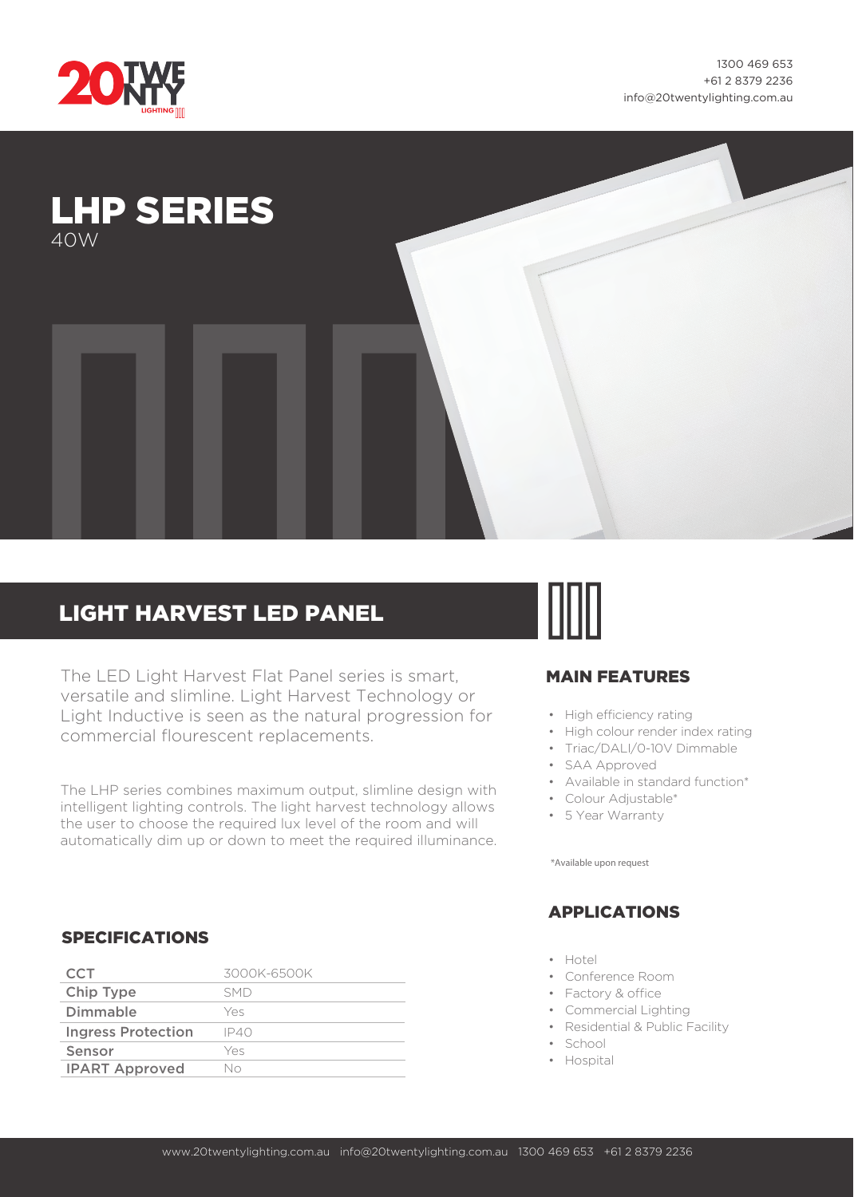1300 469 653
+61 2 8379 2236
info@20twentylighting.com.au

# LHP SERIES

40W

## LIGHT HARVEST LED PANEL

The LED Light Harvest Flat Panel series is smart, versatile and slimline. Light Harvest Technology or Light Inductive is seen as the natural progression for commercial flourescent replacements.

The LHP series combines maximum output, slimline design with intelligent lighting controls. The light harvest technology allows the user to choose the required lux level of the room and will automatically dim up or down to meet the required illuminance.

## MAIN FEATURES

- High efficiency rating
- High colour render index rating
- Triac/DALI/0-10V Dimmable
- SAA Approved
- Available in standard function*
- Colour Adjustable*
- 5 Year Warranty

*Available upon request

## SPECIFICATIONS

| | |
|---|---|
| CCT | 3000K-6500K |
| Chip Type | SMD |
| Dimmable | Yes |
| Ingress Protection | IP40 |
| Sensor | Yes |
| IPART Approved | No |

## APPLICATIONS

- Hotel
- Conference Room
- Factory & office
- Commercial Lighting
- Residential & Public Facility
- School
- Hospital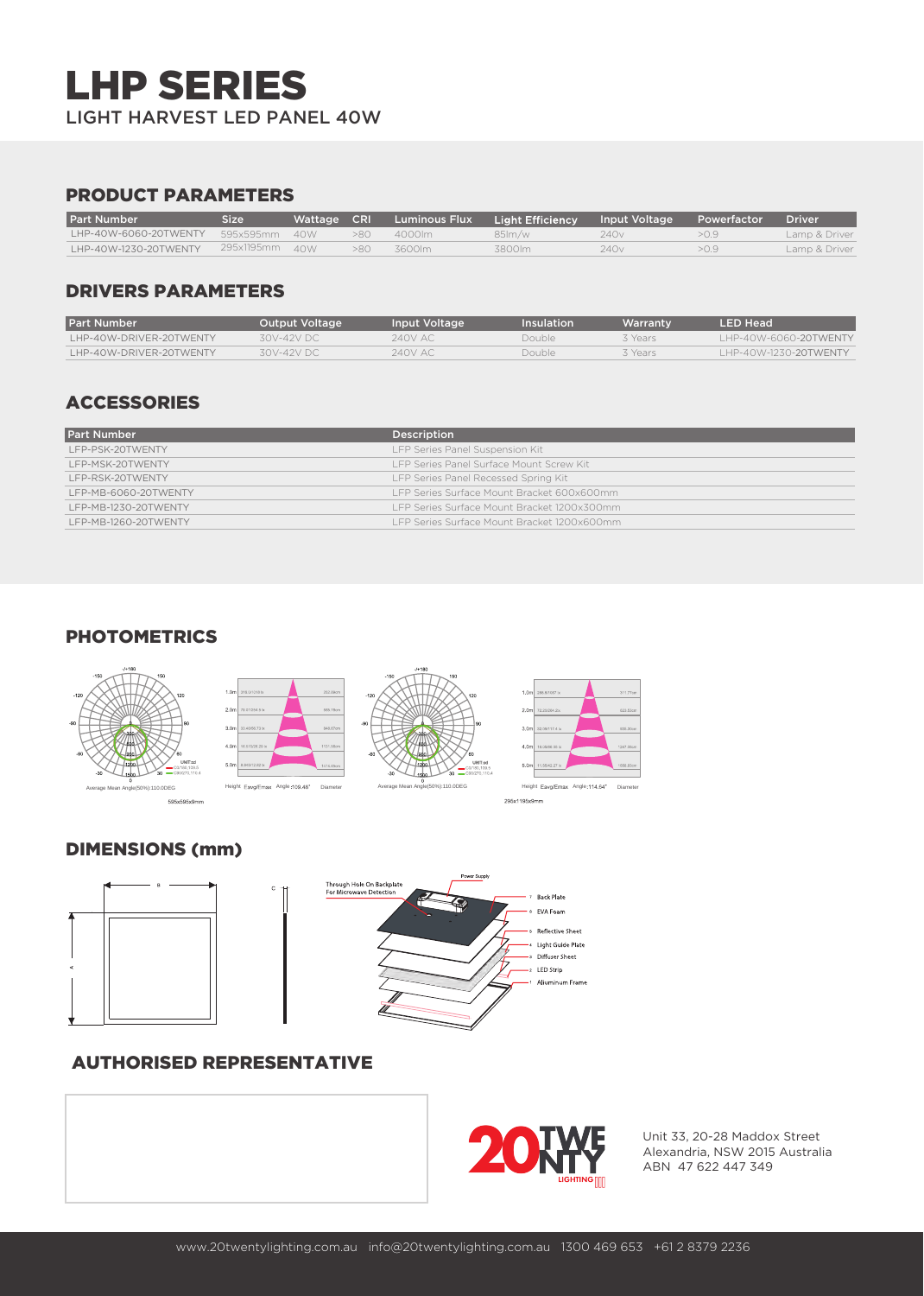# LHP SERIES

LIGHT HARVEST LED PANEL 40W

## PRODUCT PARAMETERS

| Part Number | Size | Wattage | CRI | Luminous Flux | Light Efficiency | Input Voltage | Powerfactor | Driver |
|---|---|---|---|---|---|---|---|---|
| LHP-40W-6060-20TWENTY | 595x595mm | 40W | >80 | 4000lm | 85lm/w | 240v | >0.9 | Lamp & Driver |
| LHP-40W-1230-20TWENTY | 295x1195mm | 40W | >80 | 3600lm | 3800lm | 240v | >0.9 | Lamp & Driver |

## DRIVERS PARAMETERS

| Part Number | Output Voltage | Input Voltage | Insulation | Warranty | LED Head |
|---|---|---|---|---|---|
| LHP-40W-DRIVER-20TWENTY | 30V-42V DC | 240V AC | Double | 3 Years | LHP-40W-6060-20TWENTY |
| LHP-40W-DRIVER-20TWENTY | 30V-42V DC | 240V AC | Double | 3 Years | LHP-40W-1230-20TWENTY |

## ACCESSORIES

| Part Number | Description |
|---|---|
| LFP-PSK-20TWENTY | LFP Series Panel Suspension Kit |
| LFP-MSK-20TWENTY | LFP Series Panel Surface Mount Screw Kit |
| LFP-RSK-20TWENTY | LFP Series Panel Recessed Spring Kit |
| LFP-MB-6060-20TWENTY | LFP Series Surface Mount Bracket 600x600mm |
| LFP-MB-1230-20TWENTY | LFP Series Surface Mount Bracket 1200x300mm |
| LFP-MB-1260-20TWENTY | LFP Series Surface Mount Bracket 1200x600mm |

## PHOTOMETRICS

Average Mean Angle(50%):110.0DEG

Height Eavg/Emax Angle:109.48° Diameter

595x595x9mm

Average Mean Angle(50%):110.0DEG

Height Eavg/Emax Angle:114.64° Diameter

295x1195x9mm

## DIMENSIONS (mm)

Through Hole On Backplate For Microwave Detection

Power Supply

7 Back Plate
6 EVA Foam
5 Reflective Sheet
4 Light Guide Plate
3 Diffuser Sheet
2 LED Strip
1 Aluminum Frame

## AUTHORISED REPRESENTATIVE

Unit 33, 20-28 Maddox Street
Alexandria, NSW 2015 Australia
ABN 47 622 447 349

www.20twentylighting.com.au info@20twentylighting.com.au 1300 469 653 +61 2 8379 2236